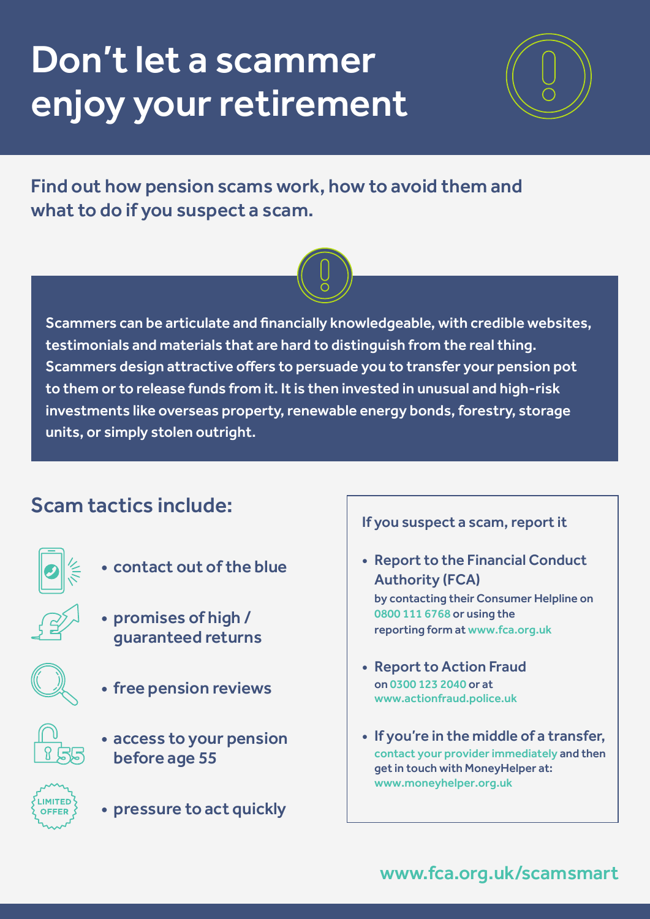# Don't let a scammer enjoy your retirement

## Find out how pension scams work, how to avoid them and what to do if you suspect a scam.

**Scammers can be articulate and financially knowledgeable, with credible websites, testimonials and materials that are hard to distinguish from the real thing. Scammers design attractive offers to persuade you to transfer your pension pot to them or to release funds from it. It is then invested in unusual and high-risk investments like overseas property, renewable energy bonds, forestry, storage units, or simply stolen outright.**

## Scam tactics include:

- contact out of the blue
- promises of high / guaranteed returns
- free pension reviews
- access to your pension before age 55
- pressure to act quickly

### If you suspect a scam, report it

- **Report to the Financial Conduct Authority (FCA)**
  by contacting their Consumer Helpline on 0800 111 6768 or using the reporting form at www.fca.org.uk
- **Report to Action Fraud**
  on 0300 123 2040 or at www.actionfraud.police.uk
- **If you're in the middle of a transfer,**
  contact your provider immediately and then get in touch with MoneyHelper at: www.moneyhelper.org.uk

www.fca.org.uk/scamsmart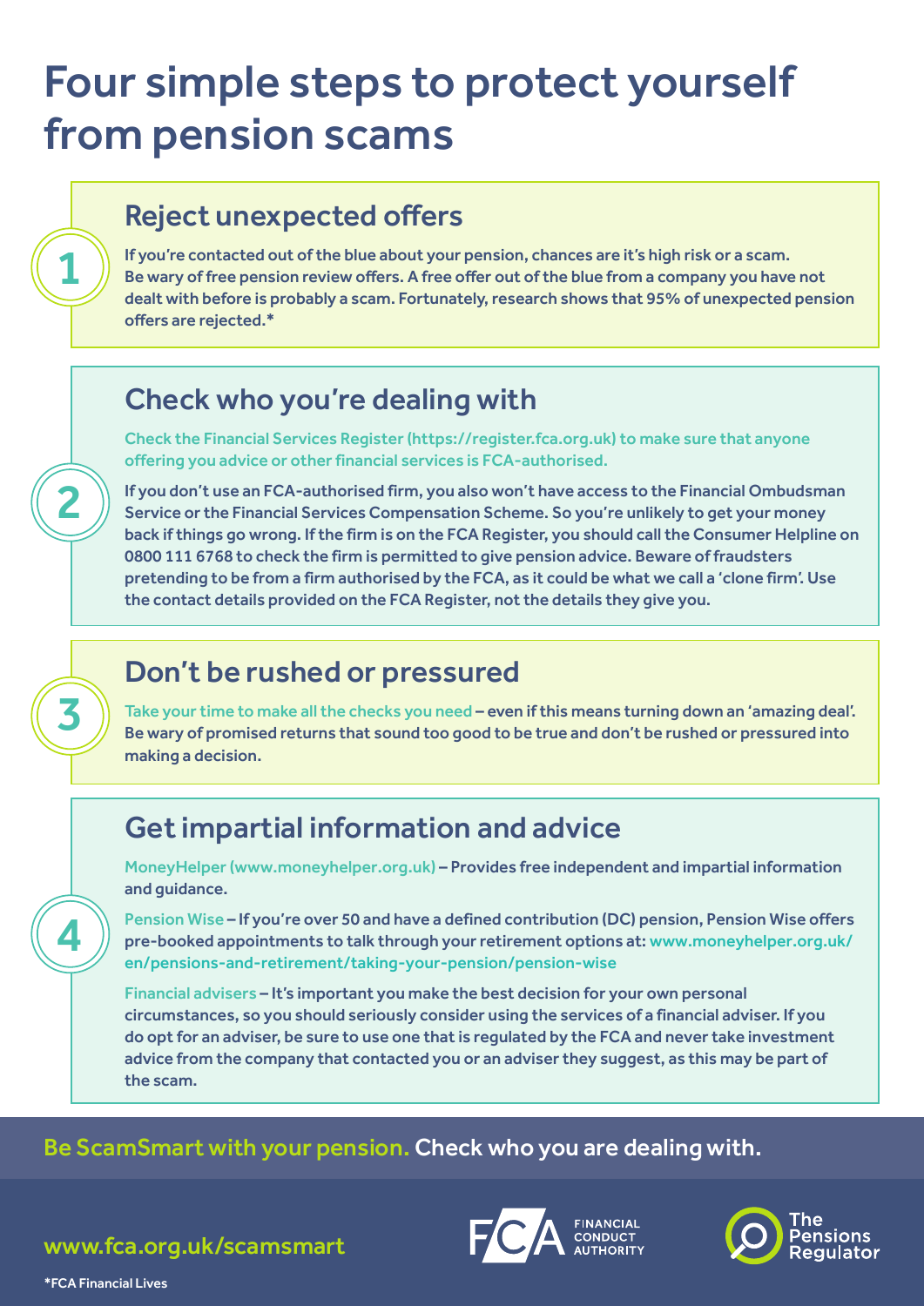# Four simple steps to protect yourself from pension scams

## 1 Reject unexpected offers

If you're contacted out of the blue about your pension, chances are it's high risk or a scam. Be wary of free pension review offers. A free offer out of the blue from a company you have not dealt with before is probably a scam. Fortunately, research shows that 95% of unexpected pension offers are rejected.*

## 2 Check who you're dealing with

Check the Financial Services Register (https://register.fca.org.uk) to make sure that anyone offering you advice or other financial services is FCA-authorised.

If you don't use an FCA-authorised firm, you also won't have access to the Financial Ombudsman Service or the Financial Services Compensation Scheme. So you're unlikely to get your money back if things go wrong. If the firm is on the FCA Register, you should call the Consumer Helpline on 0800 111 6768 to check the firm is permitted to give pension advice. Beware of fraudsters pretending to be from a firm authorised by the FCA, as it could be what we call a 'clone firm'. Use the contact details provided on the FCA Register, not the details they give you.

## 3 Don't be rushed or pressured

Take your time to make all the checks you need – even if this means turning down an 'amazing deal'. Be wary of promised returns that sound too good to be true and don't be rushed or pressured into making a decision.

## 4 Get impartial information and advice

MoneyHelper (www.moneyhelper.org.uk) – Provides free independent and impartial information and guidance.

Pension Wise – If you're over 50 and have a defined contribution (DC) pension, Pension Wise offers pre-booked appointments to talk through your retirement options at: www.moneyhelper.org.uk/en/pensions-and-retirement/taking-your-pension/pension-wise

Financial advisers – It's important you make the best decision for your own personal circumstances, so you should seriously consider using the services of a financial adviser. If you do opt for an adviser, be sure to use one that is regulated by the FCA and never take investment advice from the company that contacted you or an adviser they suggest, as this may be part of the scam.

**Be ScamSmart with your pension. Check who you are dealing with.**

www.fca.org.uk/scamsmart

FCA Financial Conduct Authority

The Pensions Regulator

*FCA Financial Lives